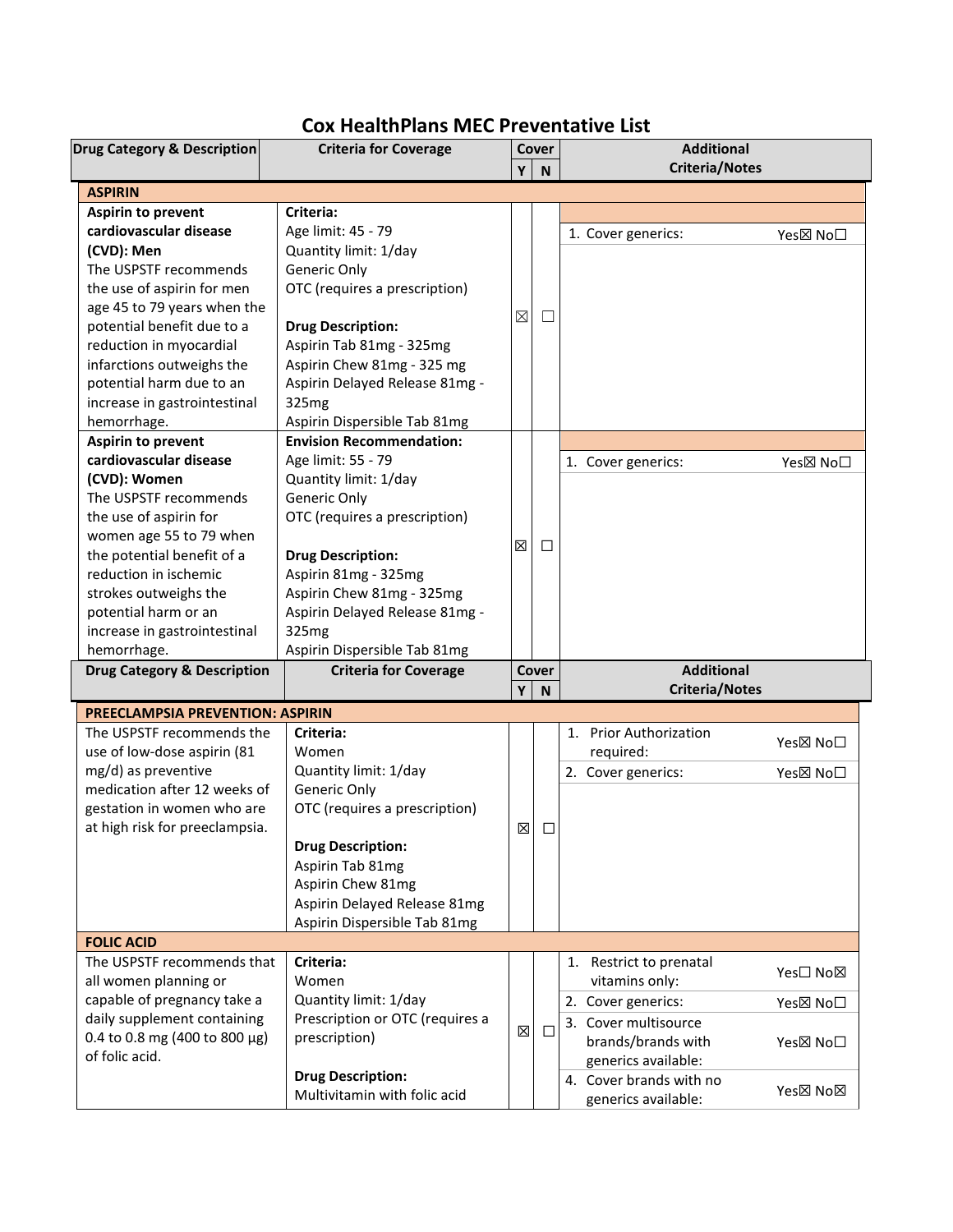# Cox HealthPlans MEC Preventative List

| Drug Category & Description | Criteria for Coverage | Cover Y | Cover N | Additional Criteria/Notes |
|---|---|---|---|---|
| **ASPIRIN** | | | | |
| **Aspirin to prevent cardiovascular disease (CVD): Men**<br>The USPSTF recommends the use of aspirin for men age 45 to 79 years when the potential benefit due to a reduction in myocardial infarctions outweighs the potential harm due to an increase in gastrointestinal hemorrhage. | **Criteria:**<br>Age limit: 45 - 79<br>Quantity limit: 1/day<br>Generic Only<br>OTC (requires a prescription)<br><br>**Drug Description:**<br>Aspirin Tab 81mg - 325mg<br>Aspirin Chew 81mg - 325 mg<br>Aspirin Delayed Release 81mg - 325mg<br>Aspirin Dispersible Tab 81mg | ☒ | ☐ | 1. Cover generics: Yes☒ No☐ |
| **Aspirin to prevent cardiovascular disease (CVD): Women**<br>The USPSTF recommends the use of aspirin for women age 55 to 79 when the potential benefit of a reduction in ischemic strokes outweighs the potential harm or an increase in gastrointestinal hemorrhage. | **Envision Recommendation:**<br>Age limit: 55 - 79<br>Quantity limit: 1/day<br>Generic Only<br>OTC (requires a prescription)<br><br>**Drug Description:**<br>Aspirin 81mg - 325mg<br>Aspirin Chew 81mg - 325mg<br>Aspirin Delayed Release 81mg - 325mg<br>Aspirin Dispersible Tab 81mg | ☒ | ☐ | 1. Cover generics: Yes☒ No☐ |

| Drug Category & Description | Criteria for Coverage | Cover Y | Cover N | Additional Criteria/Notes |
|---|---|---|---|---|
| **PREECLAMPSIA PREVENTION: ASPIRIN** | | | | |
| The USPSTF recommends the use of low-dose aspirin (81 mg/d) as preventive medication after 12 weeks of gestation in women who are at high risk for preeclampsia. | **Criteria:**<br>Women<br>Quantity limit: 1/day<br>Generic Only<br>OTC (requires a prescription)<br><br>**Drug Description:**<br>Aspirin Tab 81mg<br>Aspirin Chew 81mg<br>Aspirin Delayed Release 81mg<br>Aspirin Dispersible Tab 81mg | ☒ | ☐ | 1. Prior Authorization required: Yes☒ No☐<br>2. Cover generics: Yes☒ No☐ |
| **FOLIC ACID** | | | | |
| The USPSTF recommends that all women planning or capable of pregnancy take a daily supplement containing 0.4 to 0.8 mg (400 to 800 µg) of folic acid. | **Criteria:**<br>Women<br>Quantity limit: 1/day<br>Prescription or OTC (requires a prescription)<br><br>**Drug Description:**<br>Multivitamin with folic acid | ☒ | ☐ | 1. Restrict to prenatal vitamins only: Yes☐ No☒<br>2. Cover generics: Yes☒ No☐<br>3. Cover multisource brands/brands with generics available: Yes☒ No☐<br>4. Cover brands with no generics available: Yes☒ No☒ |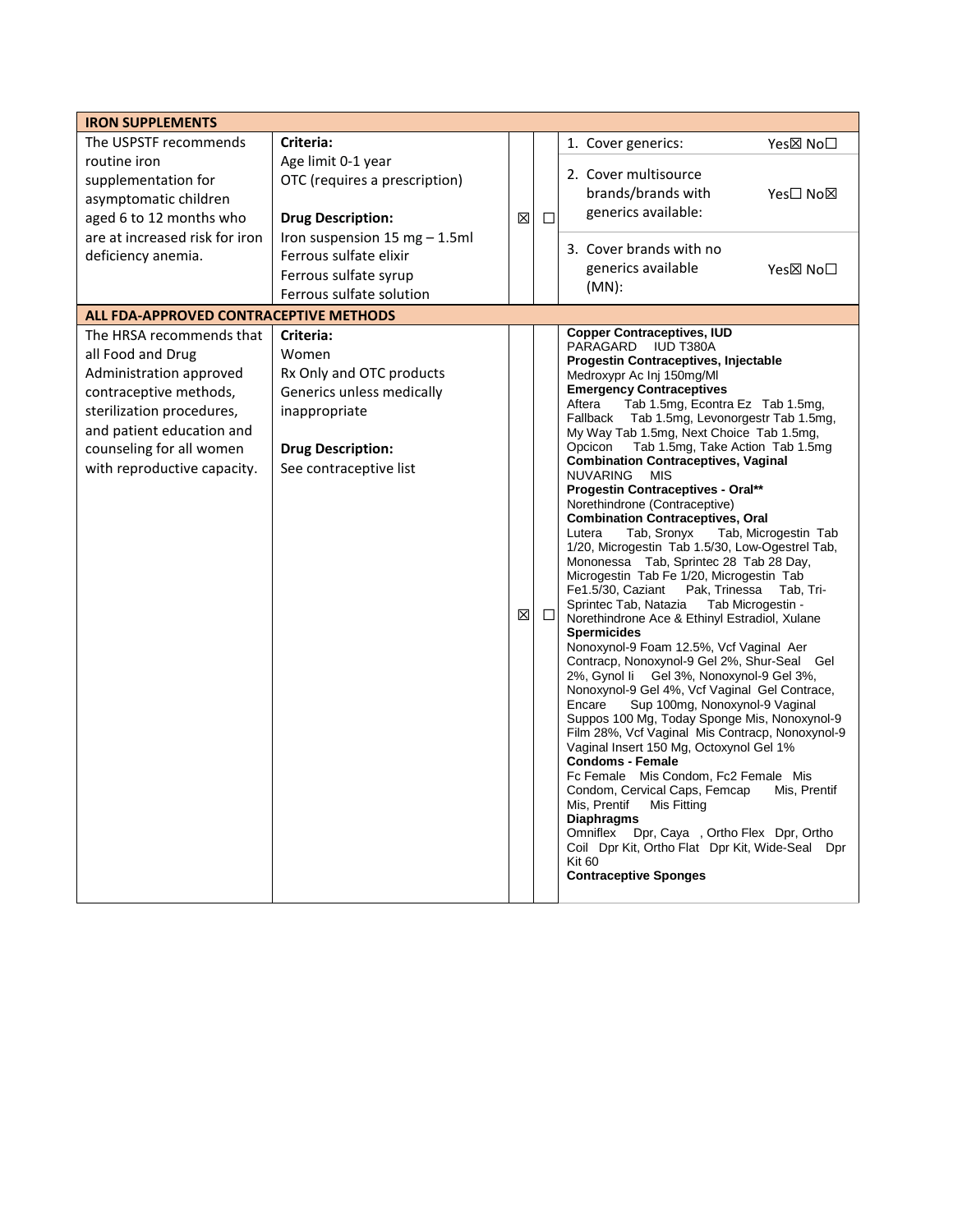| IRON SUPPLEMENTS | | | | |
|---|---|---|---|---|
| The USPSTF recommends routine iron supplementation for asymptomatic children aged 6 to 12 months who are at increased risk for iron deficiency anemia. | **Criteria:**<br>Age limit 0-1 year<br>OTC (requires a prescription)<br><br>**Drug Description:**<br>Iron suspension 15 mg – 1.5ml<br>Ferrous sulfate elixir<br>Ferrous sulfate syrup<br>Ferrous sulfate solution | ☒ | ☐ | 1. Cover generics: Yes☒ No☐<br>2. Cover multisource brands/brands with generics available: Yes☐ No☒<br>3. Cover brands with no generics available (MN): Yes☒ No☐ |
| **ALL FDA-APPROVED CONTRACEPTIVE METHODS** | | | | |
| The HRSA recommends that all Food and Drug Administration approved contraceptive methods, sterilization procedures, and patient education and counseling for all women with reproductive capacity. | **Criteria:**<br>Women<br>Rx Only and OTC products<br>Generics unless medically inappropriate<br><br>**Drug Description:**<br>See contraceptive list | ☒ | ☐ | **Copper Contraceptives, IUD**<br>PARAGARD IUD T380A<br>**Progestin Contraceptives, Injectable**<br>Medroxypr Ac Inj 150mg/Ml<br>**Emergency Contraceptives**<br>Aftera Tab 1.5mg, Econtra Ez Tab 1.5mg, Fallback Tab 1.5mg, Levonorgestr Tab 1.5mg, My Way Tab 1.5mg, Next Choice Tab 1.5mg, Opcicon Tab 1.5mg, Take Action Tab 1.5mg<br>**Combination Contraceptives, Vaginal**<br>NUVARING MIS<br>**Progestin Contraceptives - Oral****<br>Norethindrone (Contraceptive)<br>**Combination Contraceptives, Oral**<br>Lutera Tab, Sronyx Tab, Microgestin Tab 1/20, Microgestin Tab 1.5/30, Low-Ogestrel Tab, Mononessa Tab, Sprintec 28 Tab 28 Day, Microgestin Tab Fe 1/20, Microgestin Tab Fe1.5/30, Caziant Pak, Trinessa Tab, Tri-Sprintec Tab, Natazia Tab Microgestin - Norethindrone Ace & Ethinyl Estradiol, Xulane<br>**Spermicides**<br>Nonoxynol-9 Foam 12.5%, Vcf Vaginal Aer Contracp, Nonoxynol-9 Gel 2%, Shur-Seal Gel 2%, Gynol Ii Gel 3%, Nonoxynol-9 Gel 3%, Nonoxynol-9 Gel 4%, Vcf Vaginal Gel Contrace, Encare Sup 100mg, Nonoxynol-9 Vaginal Suppos 100 Mg, Today Sponge Mis, Nonoxynol-9 Film 28%, Vcf Vaginal Mis Contracp, Nonoxynol-9 Vaginal Insert 150 Mg, Octoxynol Gel 1%<br>**Condoms - Female**<br>Fc Female Mis Condom, Fc2 Female Mis Condom, Cervical Caps, Femcap Mis, Prentif Mis, Prentif Mis Fitting<br>**Diaphragms**<br>Omniflex Dpr, Caya , Ortho Flex Dpr, Ortho Coil Dpr Kit, Ortho Flat Dpr Kit, Wide-Seal Dpr Kit 60<br>**Contraceptive Sponges** |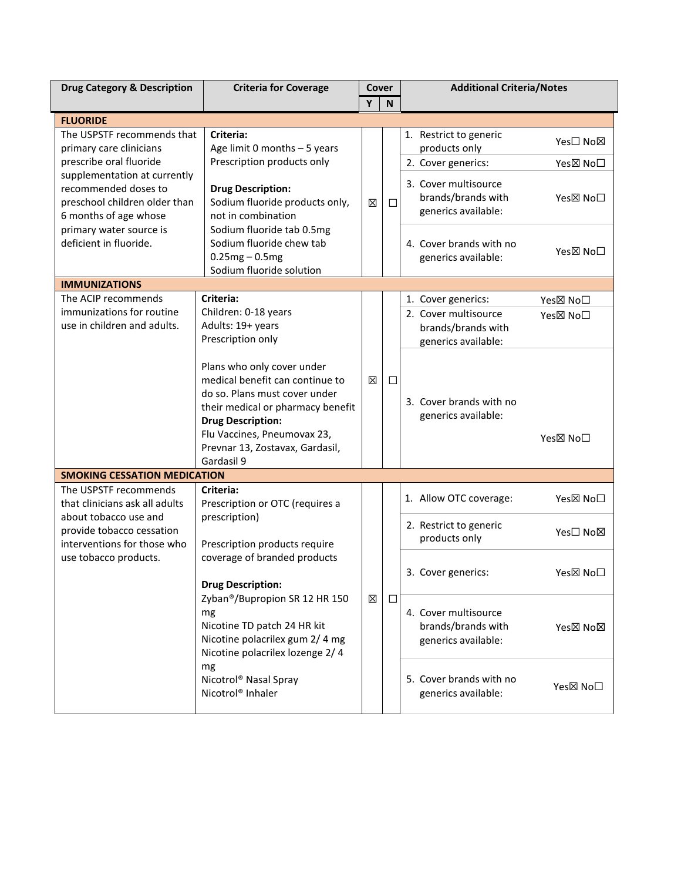| Drug Category & Description | Criteria for Coverage | Cover Y | Cover N | Additional Criteria/Notes |
|---|---|---|---|---|
| **FLUORIDE** | | | | |
| The USPSTF recommends that primary care clinicians prescribe oral fluoride supplementation at currently recommended doses to preschool children older than 6 months of age whose primary water source is deficient in fluoride. | **Criteria:**<br>Age limit 0 months – 5 years<br>Prescription products only<br><br>**Drug Description:**<br>Sodium fluoride products only, not in combination<br>Sodium fluoride tab 0.5mg<br>Sodium fluoride chew tab 0.25mg – 0.5mg<br>Sodium fluoride solution | ☒ | ☐ | 1. Restrict to generic products only Yes☐ No☒<br>2. Cover generics: Yes☒ No☐<br>3. Cover multisource brands/brands with generics available: Yes☒ No☐<br>4. Cover brands with no generics available: Yes☒ No☐ |
| **IMMUNIZATIONS** | | | | |
| The ACIP recommends immunizations for routine use in children and adults. | **Criteria:**<br>Children: 0-18 years<br>Adults: 19+ years<br>Prescription only<br><br>Plans who only cover under medical benefit can continue to do so. Plans must cover under their medical or pharmacy benefit<br>**Drug Description:**<br>Flu Vaccines, Pneumovax 23, Prevnar 13, Zostavax, Gardasil, Gardasil 9 | ☒ | ☐ | 1. Cover generics: Yes☒ No☐<br>2. Cover multisource brands/brands with generics available: Yes☒ No☐<br>3. Cover brands with no generics available: Yes☒ No☐ |
| **SMOKING CESSATION MEDICATION** | | | | |
| The USPSTF recommends that clinicians ask all adults about tobacco use and provide tobacco cessation interventions for those who use tobacco products. | **Criteria:**<br>Prescription or OTC (requires a prescription)<br><br>Prescription products require coverage of branded products<br><br>**Drug Description:**<br>Zyban®/Bupropion SR 12 HR 150 mg<br>Nicotine TD patch 24 HR kit<br>Nicotine polacrilex gum 2/ 4 mg<br>Nicotine polacrilex lozenge 2/ 4 mg<br>Nicotrol® Nasal Spray<br>Nicotrol® Inhaler | ☒ | ☐ | 1. Allow OTC coverage: Yes☒ No☐<br>2. Restrict to generic products only Yes☐ No☒<br>3. Cover generics: Yes☒ No☐<br>4. Cover multisource brands/brands with generics available: Yes☒ No☒<br>5. Cover brands with no generics available: Yes☒ No☐ |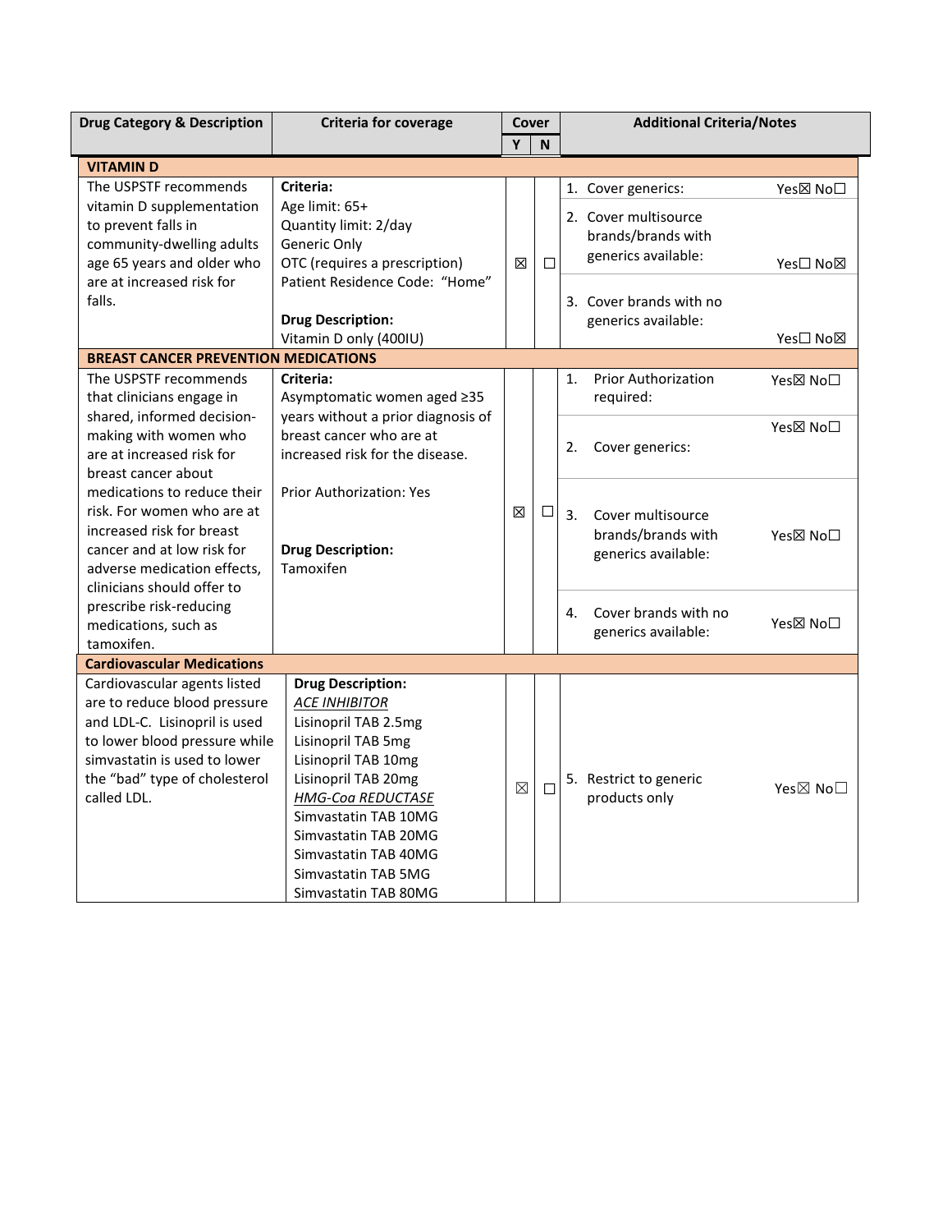| Drug Category & Description | Criteria for coverage | Cover Y | Cover N | Additional Criteria/Notes |
|---|---|---|---|---|
| **VITAMIN D** | | | | |
| The USPSTF recommends vitamin D supplementation to prevent falls in community-dwelling adults age 65 years and older who are at increased risk for falls. | **Criteria:**<br>Age limit: 65+<br>Quantity limit: 2/day<br>Generic Only<br>OTC (requires a prescription)<br>Patient Residence Code: "Home"<br><br>**Drug Description:**<br>Vitamin D only (400IU) | ☒ | ☐ | 1. Cover generics: Yes☒ No☐<br>2. Cover multisource brands/brands with generics available: Yes☐ No☒<br>3. Cover brands with no generics available: Yes☐ No☒ |
| **BREAST CANCER PREVENTION MEDICATIONS** | | | | |
| The USPSTF recommends that clinicians engage in shared, informed decision-making with women who are at increased risk for breast cancer about medications to reduce their risk. For women who are at increased risk for breast cancer and at low risk for adverse medication effects, clinicians should offer to prescribe risk-reducing medications, such as tamoxifen. | **Criteria:**<br>Asymptomatic women aged ≥35 years without a prior diagnosis of breast cancer who are at increased risk for the disease.<br><br>Prior Authorization: Yes<br><br>**Drug Description:**<br>Tamoxifen | ☒ | ☐ | 1. Prior Authorization required: Yes☒ No☐<br>2. Cover generics: Yes☒ No☐<br>3. Cover multisource brands/brands with generics available: Yes☒ No☐<br>4. Cover brands with no generics available: Yes☒ No☐ |
| **Cardiovascular Medications** | | | | |
| Cardiovascular agents listed are to reduce blood pressure and LDL-C. Lisinopril is used to lower blood pressure while simvastatin is used to lower the "bad" type of cholesterol called LDL. | **Drug Description:**<br>*ACE INHIBITOR*<br>Lisinopril TAB 2.5mg<br>Lisinopril TAB 5mg<br>Lisinopril TAB 10mg<br>Lisinopril TAB 20mg<br>*HMG-Coa REDUCTASE*<br>Simvastatin TAB 10MG<br>Simvastatin TAB 20MG<br>Simvastatin TAB 40MG<br>Simvastatin TAB 5MG<br>Simvastatin TAB 80MG | ☒ | ☐ | 5. Restrict to generic products only Yes☒ No☐ |